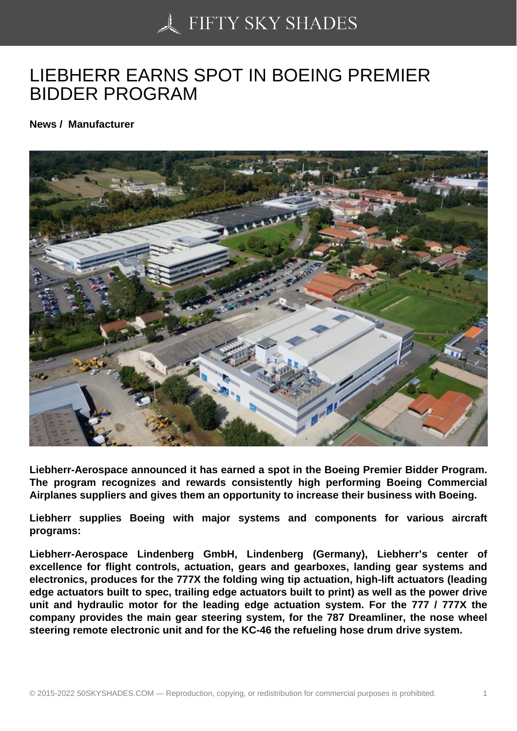# LIEBHERR EARNS SPOT IN BOEING PREMIER BIDDER PROGRAM

**News / Manufacturer**

**Liebherr-Aerospace announced it has earned a spot in the Boeing Premier Bidder Program. The program recognizes and rewards consistently high performing Boeing Commercial Airplanes suppliers and gives them an opportunity to increase their business with Boeing.**

**Liebherr supplies Boeing with major systems and components for various aircraft programs:**

**Liebherr-Aerospace Lindenberg GmbH, Lindenberg (Germany), Liebherr's center of excellence for flight controls, actuation, gears and gearboxes, landing gear systems and electronics, produces for the 777X the folding wing tip actuation, high-lift actuators (leading edge actuators built to spec, trailing edge actuators built to print) as well as the power drive unit and hydraulic motor for the leading edge actuation system. For the 777 / 777X the company provides the main gear steering system, for the 787 Dreamliner, the nose wheel steering remote electronic unit and for the KC-46 the refueling hose drum drive system.**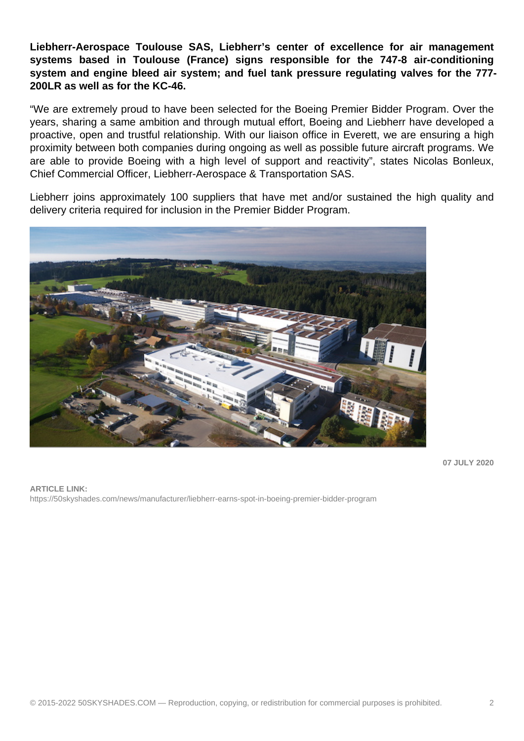**Liebherr-Aerospace Toulouse SAS, Liebherr's center of excellence for air management systems based in Toulouse (France) signs responsible for the 747-8 air-conditioning system and engine bleed air system; and fuel tank pressure regulating valves for the 777-200LR as well as for the KC-46.**

"We are extremely proud to have been selected for the Boeing Premier Bidder Program. Over the years, sharing a same ambition and through mutual effort, Boeing and Liebherr have developed a proactive, open and trustful relationship. With our liaison office in Everett, we are ensuring a high proximity between both companies during ongoing as well as possible future aircraft programs. We are able to provide Boeing with a high level of support and reactivity", states Nicolas Bonleux, Chief Commercial Officer, Liebherr-Aerospace & Transportation SAS.

Liebherr joins approximately 100 suppliers that have met and/or sustained the high quality and delivery criteria required for inclusion in the Premier Bidder Program.

**07 JULY 2020**

**ARTICLE LINK:**
https://50skyshades.com/news/manufacturer/liebherr-earns-spot-in-boeing-premier-bidder-program